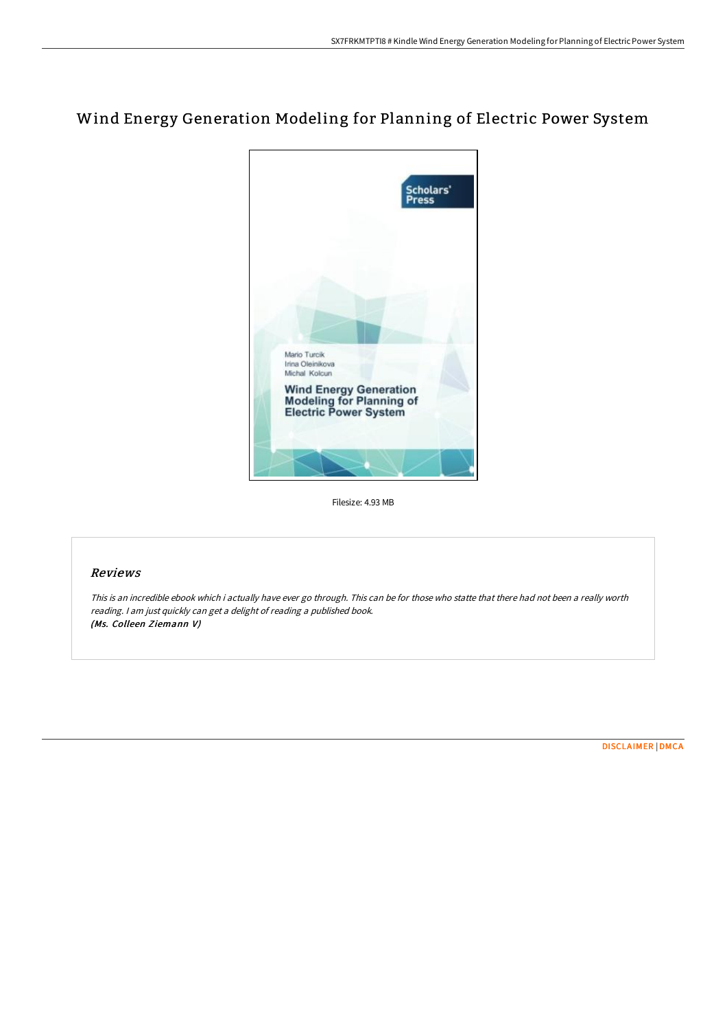# Wind Energy Generation Modeling for Planning of Electric Power System

Filesize: 4.93 MB

## *Reviews*

*This is an incredible ebook which i actually have ever go through. This can be for those who statte that there had not been a really worth reading. I am just quickly can get a delight of reading a published book.*
***(Ms. Colleen Ziemann V)***

DISCLAIMER | DMCA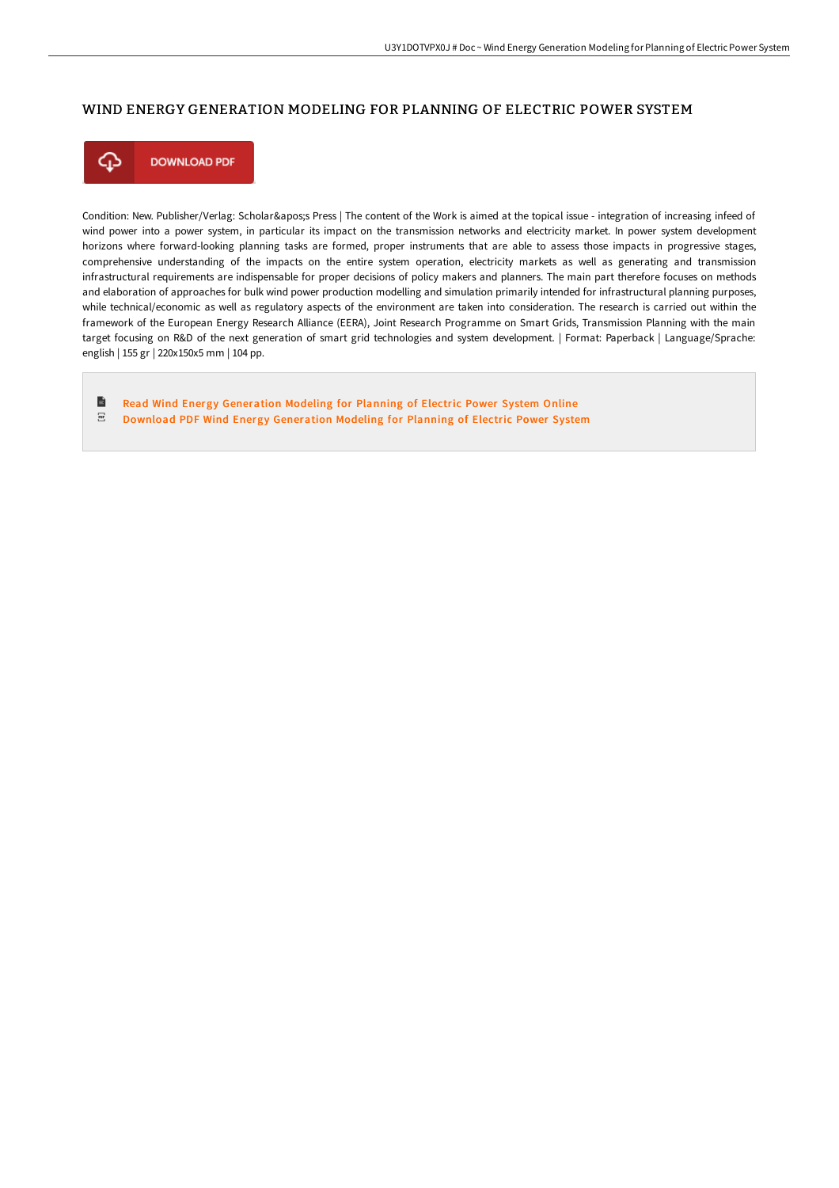# WIND ENERGY GENERATION MODELING FOR PLANNING OF ELECTRIC POWER SYSTEM

DOWNLOAD PDF

Condition: New. Publisher/Verlag: Scholar&apos;s Press | The content of the Work is aimed at the topical issue - integration of increasing infeed of wind power into a power system, in particular its impact on the transmission networks and electricity market. In power system development horizons where forward-looking planning tasks are formed, proper instruments that are able to assess those impacts in progressive stages, comprehensive understanding of the impacts on the entire system operation, electricity markets as well as generating and transmission infrastructural requirements are indispensable for proper decisions of policy makers and planners. The main part therefore focuses on methods and elaboration of approaches for bulk wind power production modelling and simulation primarily intended for infrastructural planning purposes, while technical/economic as well as regulatory aspects of the environment are taken into consideration. The research is carried out within the framework of the European Energy Research Alliance (EERA), Joint Research Programme on Smart Grids, Transmission Planning with the main target focusing on R&D of the next generation of smart grid technologies and system development. | Format: Paperback | Language/Sprache: english | 155 gr | 220x150x5 mm | 104 pp.

- Read Wind Energy Generation Modeling for Planning of Electric Power System Online
- Download PDF Wind Energy Generation Modeling for Planning of Electric Power System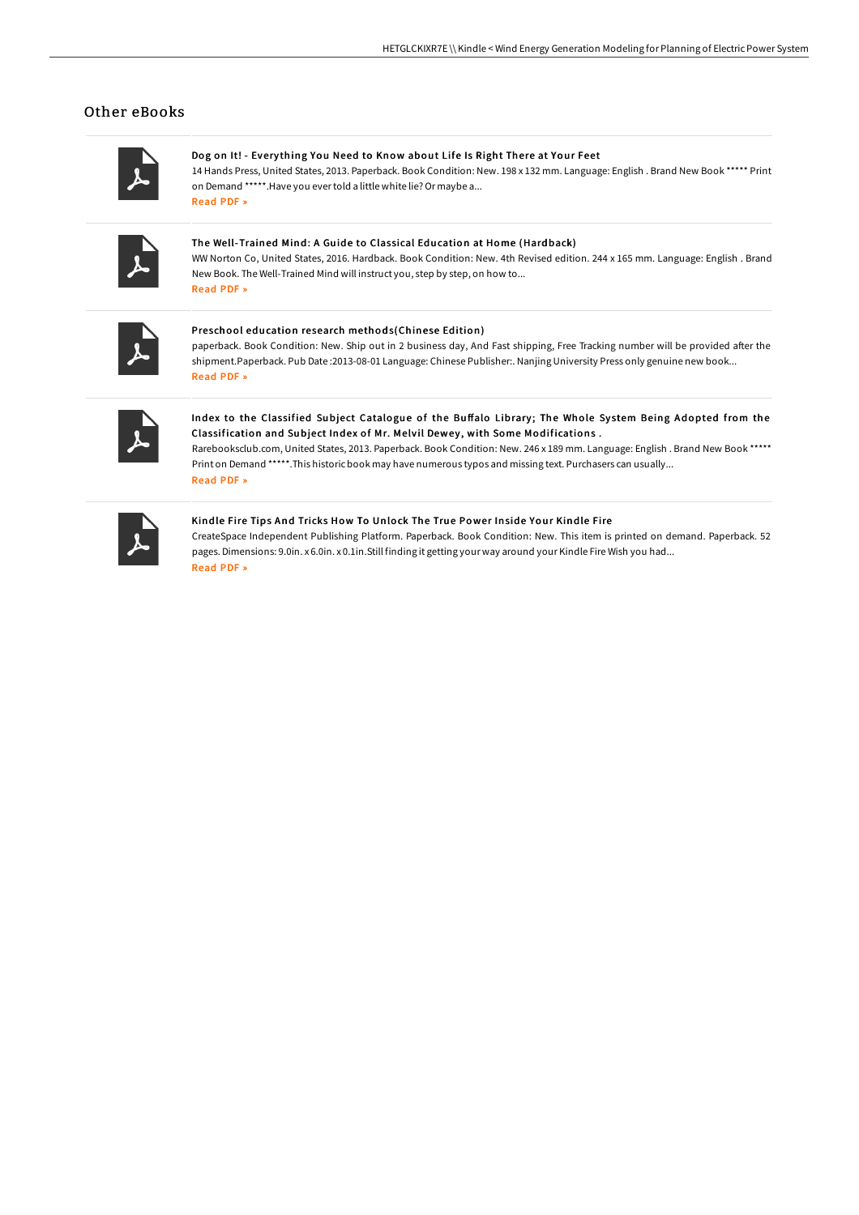## Other eBooks

**Dog on It! - Everything You Need to Know about Life Is Right There at Your Feet**

14 Hands Press, United States, 2013. Paperback. Book Condition: New. 198 x 132 mm. Language: English . Brand New Book ***** Print on Demand *****.Have you ever told a little white lie? Or maybe a...

Read PDF »

**The Well-Trained Mind: A Guide to Classical Education at Home (Hardback)**

WW Norton Co, United States, 2016. Hardback. Book Condition: New. 4th Revised edition. 244 x 165 mm. Language: English . Brand New Book. The Well-Trained Mind will instruct you, step by step, on how to...

Read PDF »

**Preschool education research methods(Chinese Edition)**

paperback. Book Condition: New. Ship out in 2 business day, And Fast shipping, Free Tracking number will be provided after the shipment.Paperback. Pub Date :2013-08-01 Language: Chinese Publisher:. Nanjing University Press only genuine new book...

Read PDF »

**Index to the Classified Subject Catalogue of the Buffalo Library; The Whole System Being Adopted from the Classification and Subject Index of Mr. Melvil Dewey, with Some Modifications .**

Rarebooksclub.com, United States, 2013. Paperback. Book Condition: New. 246 x 189 mm. Language: English . Brand New Book ***** Print on Demand *****.This historic book may have numerous typos and missing text. Purchasers can usually...

Read PDF »

**Kindle Fire Tips And Tricks How To Unlock The True Power Inside Your Kindle Fire**

CreateSpace Independent Publishing Platform. Paperback. Book Condition: New. This item is printed on demand. Paperback. 52 pages. Dimensions: 9.0in. x 6.0in. x 0.1in.Still finding it getting your way around your Kindle Fire Wish you had...

Read PDF »